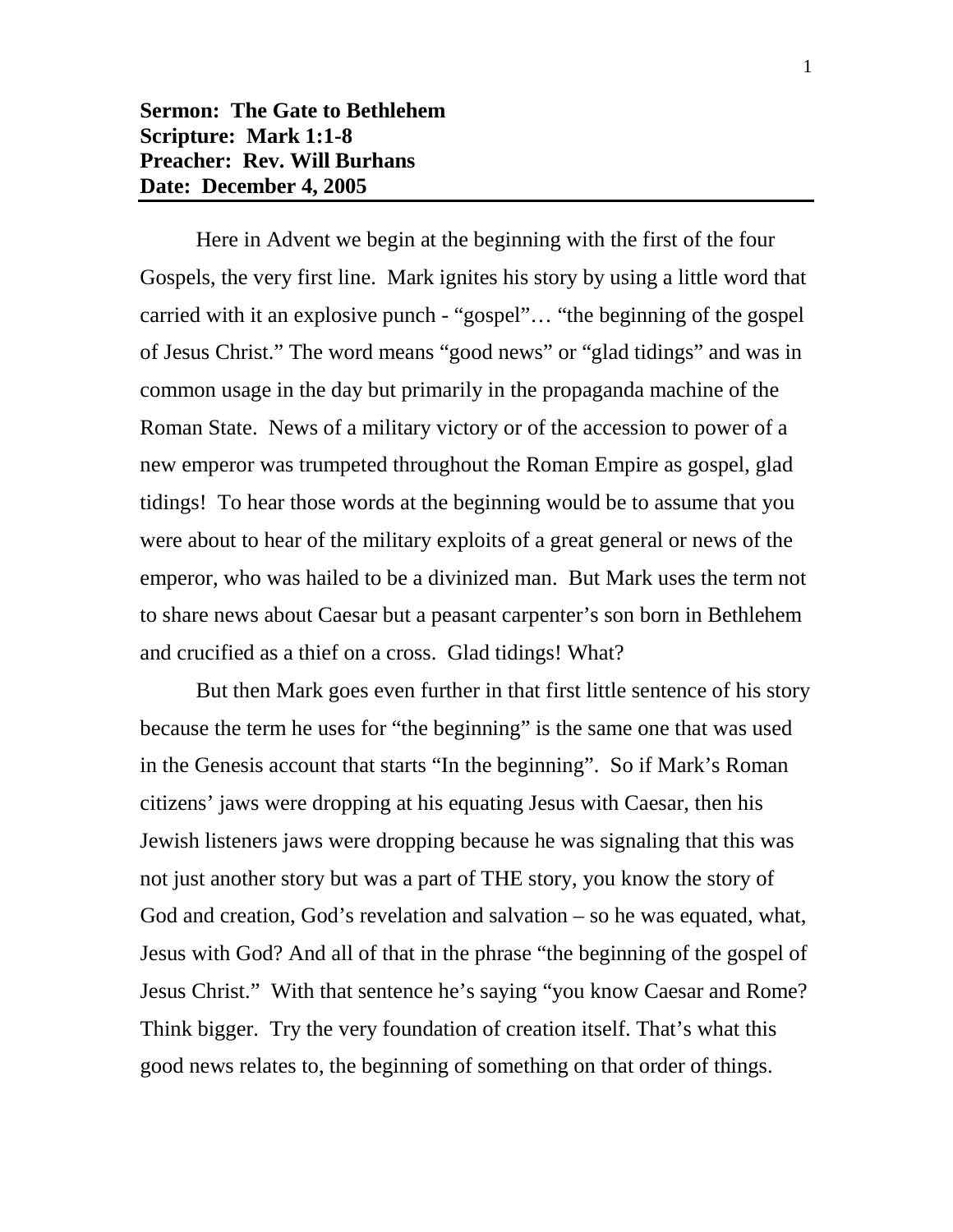**Sermon: The Gate to Bethlehem**
**Scripture: Mark 1:1-8**
**Preacher: Rev. Will Burhans**
**Date: December 4, 2005**

---

Here in Advent we begin at the beginning with the first of the four Gospels, the very first line. Mark ignites his story by using a little word that carried with it an explosive punch - "gospel"… "the beginning of the gospel of Jesus Christ." The word means "good news" or "glad tidings" and was in common usage in the day but primarily in the propaganda machine of the Roman State. News of a military victory or of the accession to power of a new emperor was trumpeted throughout the Roman Empire as gospel, glad tidings! To hear those words at the beginning would be to assume that you were about to hear of the military exploits of a great general or news of the emperor, who was hailed to be a divinized man. But Mark uses the term not to share news about Caesar but a peasant carpenter's son born in Bethlehem and crucified as a thief on a cross. Glad tidings! What?

But then Mark goes even further in that first little sentence of his story because the term he uses for "the beginning" is the same one that was used in the Genesis account that starts "In the beginning". So if Mark's Roman citizens' jaws were dropping at his equating Jesus with Caesar, then his Jewish listeners jaws were dropping because he was signaling that this was not just another story but was a part of THE story, you know the story of God and creation, God's revelation and salvation – so he was equated, what, Jesus with God? And all of that in the phrase "the beginning of the gospel of Jesus Christ." With that sentence he's saying "you know Caesar and Rome? Think bigger. Try the very foundation of creation itself. That's what this good news relates to, the beginning of something on that order of things.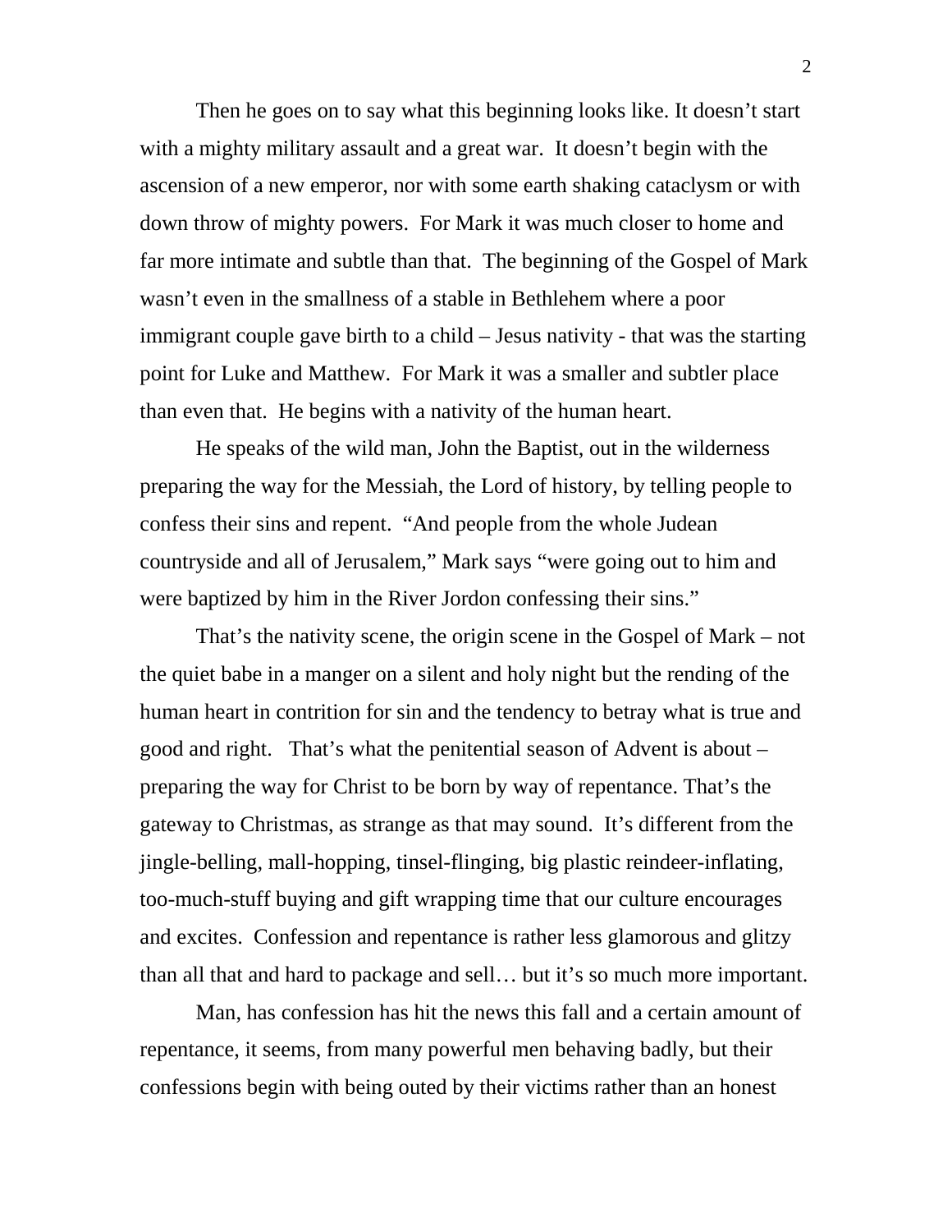Then he goes on to say what this beginning looks like. It doesn't start with a mighty military assault and a great war. It doesn't begin with the ascension of a new emperor, nor with some earth shaking cataclysm or with down throw of mighty powers. For Mark it was much closer to home and far more intimate and subtle than that. The beginning of the Gospel of Mark wasn't even in the smallness of a stable in Bethlehem where a poor immigrant couple gave birth to a child – Jesus nativity - that was the starting point for Luke and Matthew. For Mark it was a smaller and subtler place than even that. He begins with a nativity of the human heart.

He speaks of the wild man, John the Baptist, out in the wilderness preparing the way for the Messiah, the Lord of history, by telling people to confess their sins and repent. "And people from the whole Judean countryside and all of Jerusalem," Mark says "were going out to him and were baptized by him in the River Jordon confessing their sins."

That's the nativity scene, the origin scene in the Gospel of Mark – not the quiet babe in a manger on a silent and holy night but the rending of the human heart in contrition for sin and the tendency to betray what is true and good and right. That's what the penitential season of Advent is about – preparing the way for Christ to be born by way of repentance. That's the gateway to Christmas, as strange as that may sound. It's different from the jingle-belling, mall-hopping, tinsel-flinging, big plastic reindeer-inflating, too-much-stuff buying and gift wrapping time that our culture encourages and excites. Confession and repentance is rather less glamorous and glitzy than all that and hard to package and sell… but it's so much more important.

Man, has confession has hit the news this fall and a certain amount of repentance, it seems, from many powerful men behaving badly, but their confessions begin with being outed by their victims rather than an honest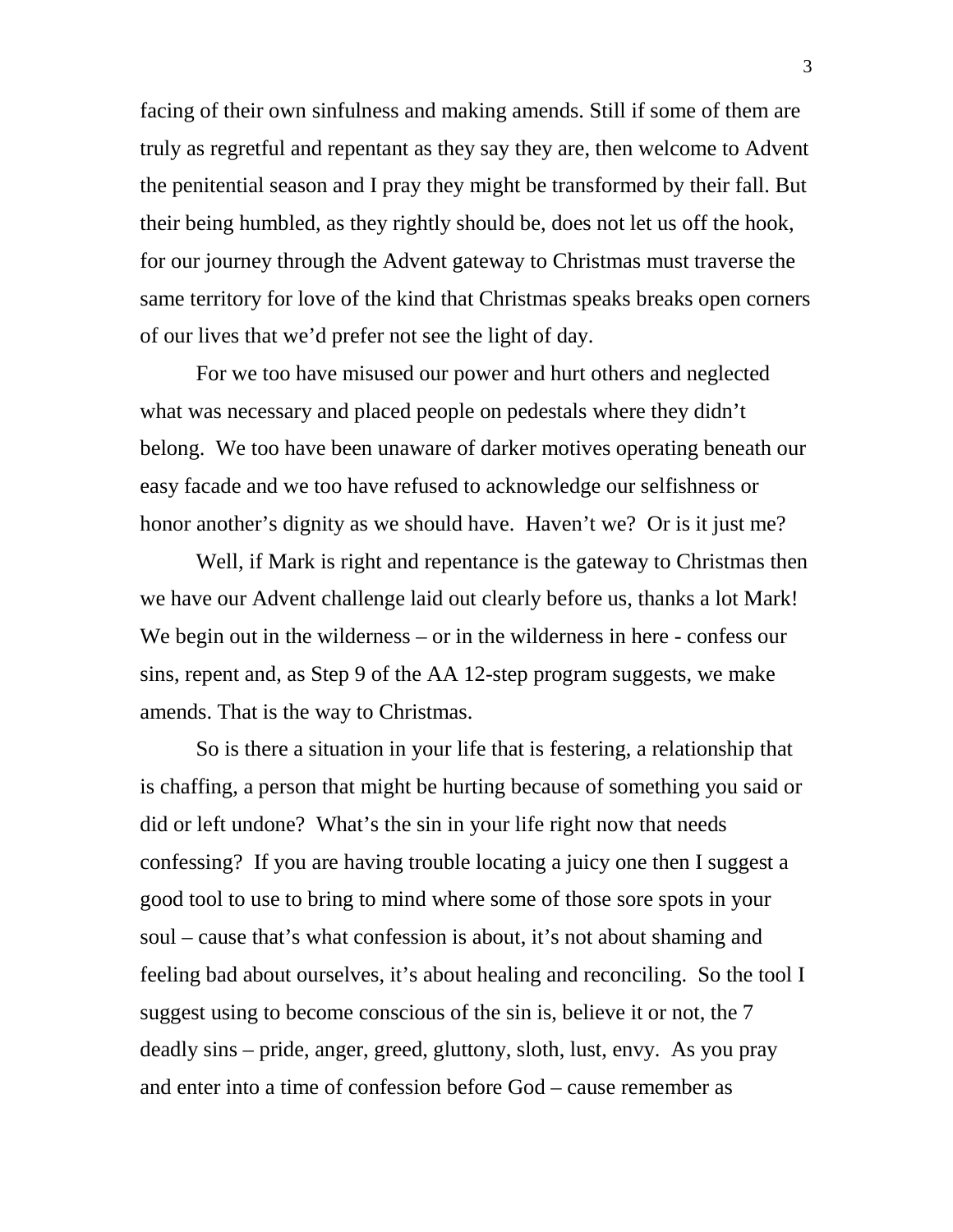facing of their own sinfulness and making amends. Still if some of them are truly as regretful and repentant as they say they are, then welcome to Advent the penitential season and I pray they might be transformed by their fall. But their being humbled, as they rightly should be, does not let us off the hook, for our journey through the Advent gateway to Christmas must traverse the same territory for love of the kind that Christmas speaks breaks open corners of our lives that we'd prefer not see the light of day.

For we too have misused our power and hurt others and neglected what was necessary and placed people on pedestals where they didn't belong. We too have been unaware of darker motives operating beneath our easy facade and we too have refused to acknowledge our selfishness or honor another's dignity as we should have. Haven't we? Or is it just me?

Well, if Mark is right and repentance is the gateway to Christmas then we have our Advent challenge laid out clearly before us, thanks a lot Mark! We begin out in the wilderness – or in the wilderness in here - confess our sins, repent and, as Step 9 of the AA 12-step program suggests, we make amends. That is the way to Christmas.

So is there a situation in your life that is festering, a relationship that is chaffing, a person that might be hurting because of something you said or did or left undone? What's the sin in your life right now that needs confessing? If you are having trouble locating a juicy one then I suggest a good tool to use to bring to mind where some of those sore spots in your soul – cause that's what confession is about, it's not about shaming and feeling bad about ourselves, it's about healing and reconciling. So the tool I suggest using to become conscious of the sin is, believe it or not, the 7 deadly sins – pride, anger, greed, gluttony, sloth, lust, envy. As you pray and enter into a time of confession before God – cause remember as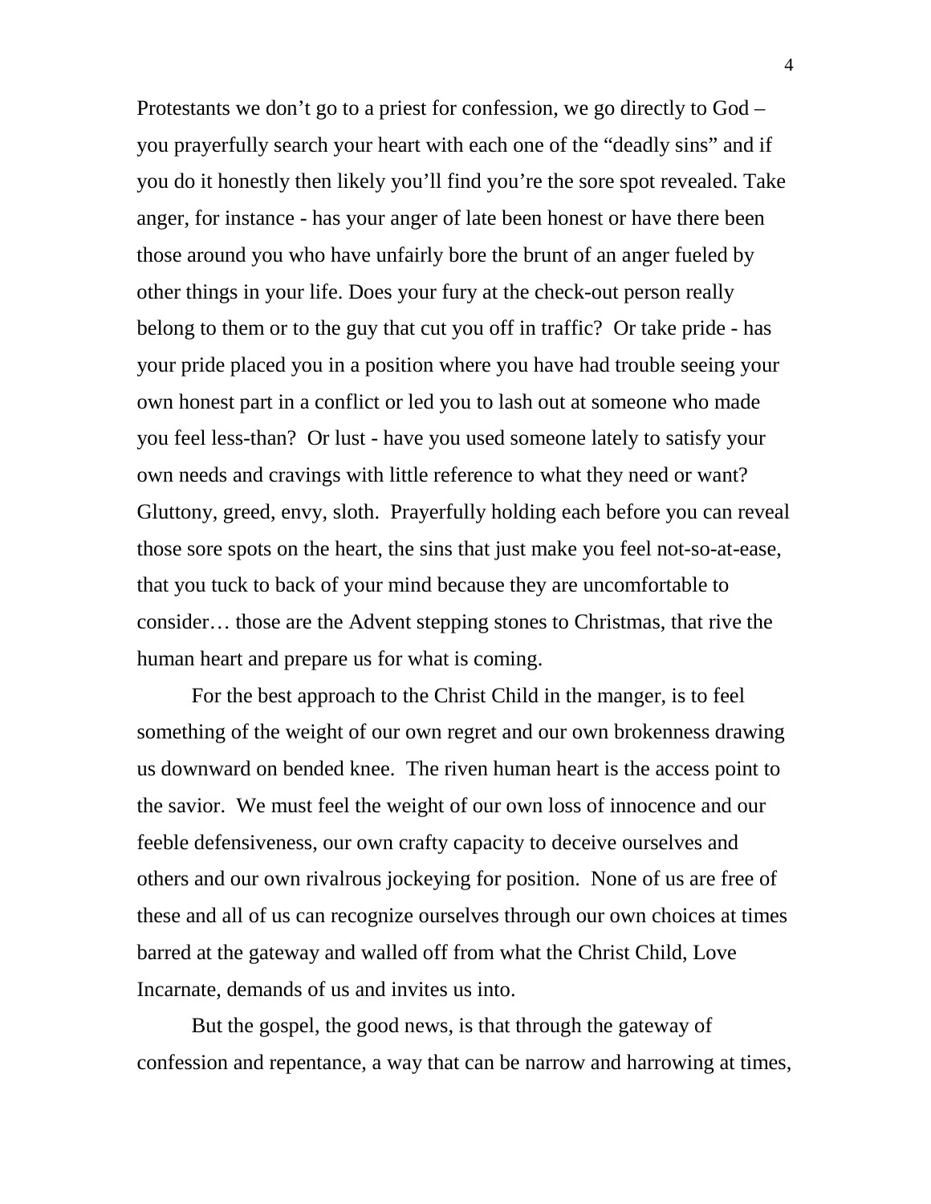Protestants we don't go to a priest for confession, we go directly to God – you prayerfully search your heart with each one of the "deadly sins" and if you do it honestly then likely you'll find you're the sore spot revealed. Take anger, for instance - has your anger of late been honest or have there been those around you who have unfairly bore the brunt of an anger fueled by other things in your life. Does your fury at the check-out person really belong to them or to the guy that cut you off in traffic? Or take pride - has your pride placed you in a position where you have had trouble seeing your own honest part in a conflict or led you to lash out at someone who made you feel less-than? Or lust - have you used someone lately to satisfy your own needs and cravings with little reference to what they need or want? Gluttony, greed, envy, sloth. Prayerfully holding each before you can reveal those sore spots on the heart, the sins that just make you feel not-so-at-ease, that you tuck to back of your mind because they are uncomfortable to consider… those are the Advent stepping stones to Christmas, that rive the human heart and prepare us for what is coming.

For the best approach to the Christ Child in the manger, is to feel something of the weight of our own regret and our own brokenness drawing us downward on bended knee. The riven human heart is the access point to the savior. We must feel the weight of our own loss of innocence and our feeble defensiveness, our own crafty capacity to deceive ourselves and others and our own rivalrous jockeying for position. None of us are free of these and all of us can recognize ourselves through our own choices at times barred at the gateway and walled off from what the Christ Child, Love Incarnate, demands of us and invites us into.

But the gospel, the good news, is that through the gateway of confession and repentance, a way that can be narrow and harrowing at times,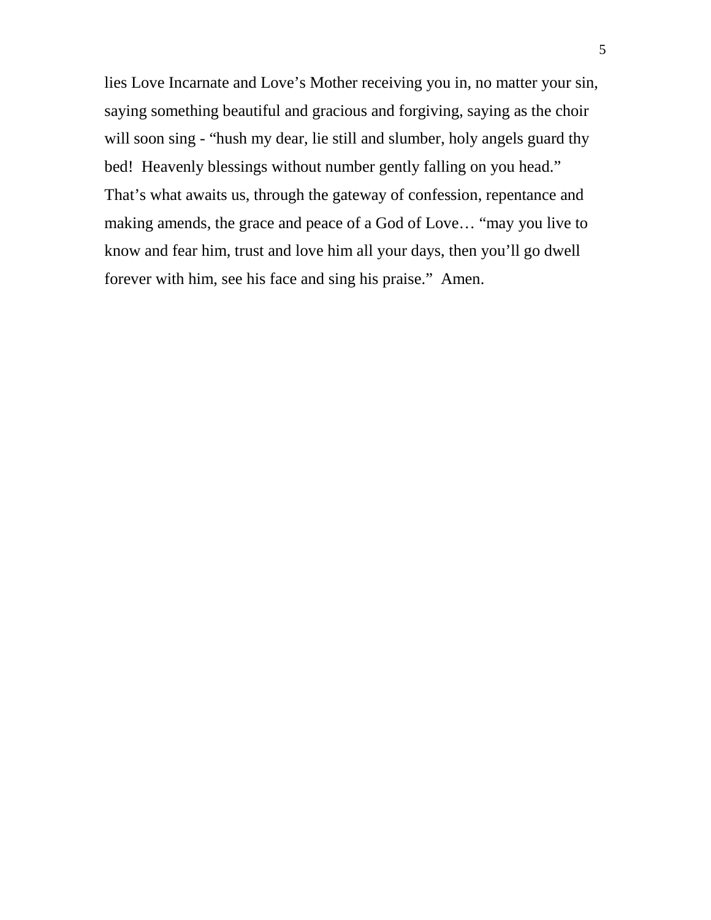lies Love Incarnate and Love’s Mother receiving you in, no matter your sin, saying something beautiful and gracious and forgiving, saying as the choir will soon sing - “hush my dear, lie still and slumber, holy angels guard thy bed!  Heavenly blessings without number gently falling on you head.”  That’s what awaits us, through the gateway of confession, repentance and making amends, the grace and peace of a God of Love… “may you live to know and fear him, trust and love him all your days, then you’ll go dwell forever with him, see his face and sing his praise.”  Amen.